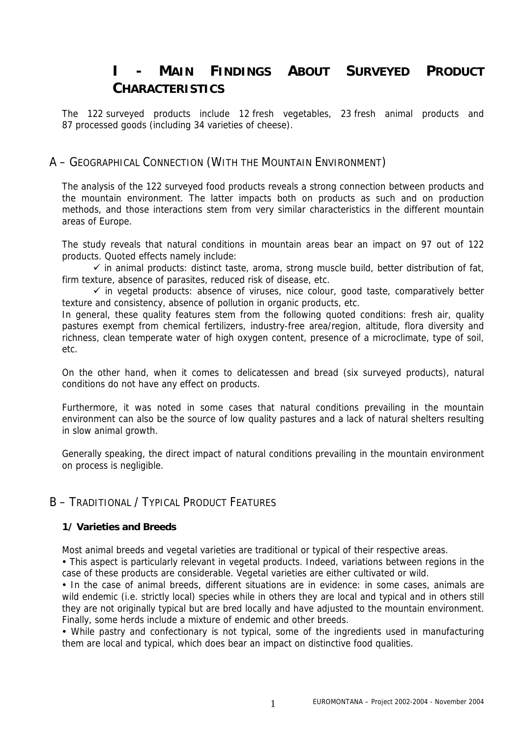# I - MAIN FINDINGS ABOUT SURVEYED PRODUCT CHARACTERISTICS

The 122 surveyed products include 12 fresh vegetables, 23 fresh animal products and 87 processed goods (including 34 varieties of cheese).

## A – GEOGRAPHICAL CONNECTION (WITH THE MOUNTAIN ENVIRONMENT)

The analysis of the 122 surveyed food products reveals a strong connection between products and the mountain environment. The latter impacts both on products as such and on production methods, and those interactions stem from very similar characteristics in the different mountain areas of Europe.

The study reveals that natural conditions in mountain areas bear an impact on 97 out of 122 products. Quoted effects namely include:

✓ in animal products: distinct taste, aroma, strong muscle build, better distribution of fat, firm texture, absence of parasites, reduced risk of disease, etc.

✓ in vegetal products: absence of viruses, nice colour, good taste, comparatively better texture and consistency, absence of pollution in organic products, etc.

In general, these quality features stem from the following quoted conditions: fresh air, quality pastures exempt from chemical fertilizers, industry-free area/region, altitude, flora diversity and richness, clean temperate water of high oxygen content, presence of a microclimate, type of soil, etc.

On the other hand, when it comes to delicatessen and bread (six surveyed products), natural conditions do not have any effect on products.

Furthermore, it was noted in some cases that natural conditions prevailing in the mountain environment can also be the source of low quality pastures and a lack of natural shelters resulting in slow animal growth.

Generally speaking, the direct impact of natural conditions prevailing in the mountain environment on process is negligible.

## B – TRADITIONAL / TYPICAL PRODUCT FEATURES

### 1/ Varieties and Breeds

Most animal breeds and vegetal varieties are traditional or typical of their respective areas.

• This aspect is particularly relevant in vegetal products. Indeed, variations between regions in the case of these products are considerable. Vegetal varieties are either cultivated or wild.

• In the case of animal breeds, different situations are in evidence: in some cases, animals are wild endemic (i.e. strictly local) species while in others they are local and typical and in others still they are not originally typical but are bred locally and have adjusted to the mountain environment. Finally, some herds include a mixture of endemic and other breeds.

• While pastry and confectionary is not typical, some of the ingredients used in manufacturing them are local and typical, which does bear an impact on distinctive food qualities.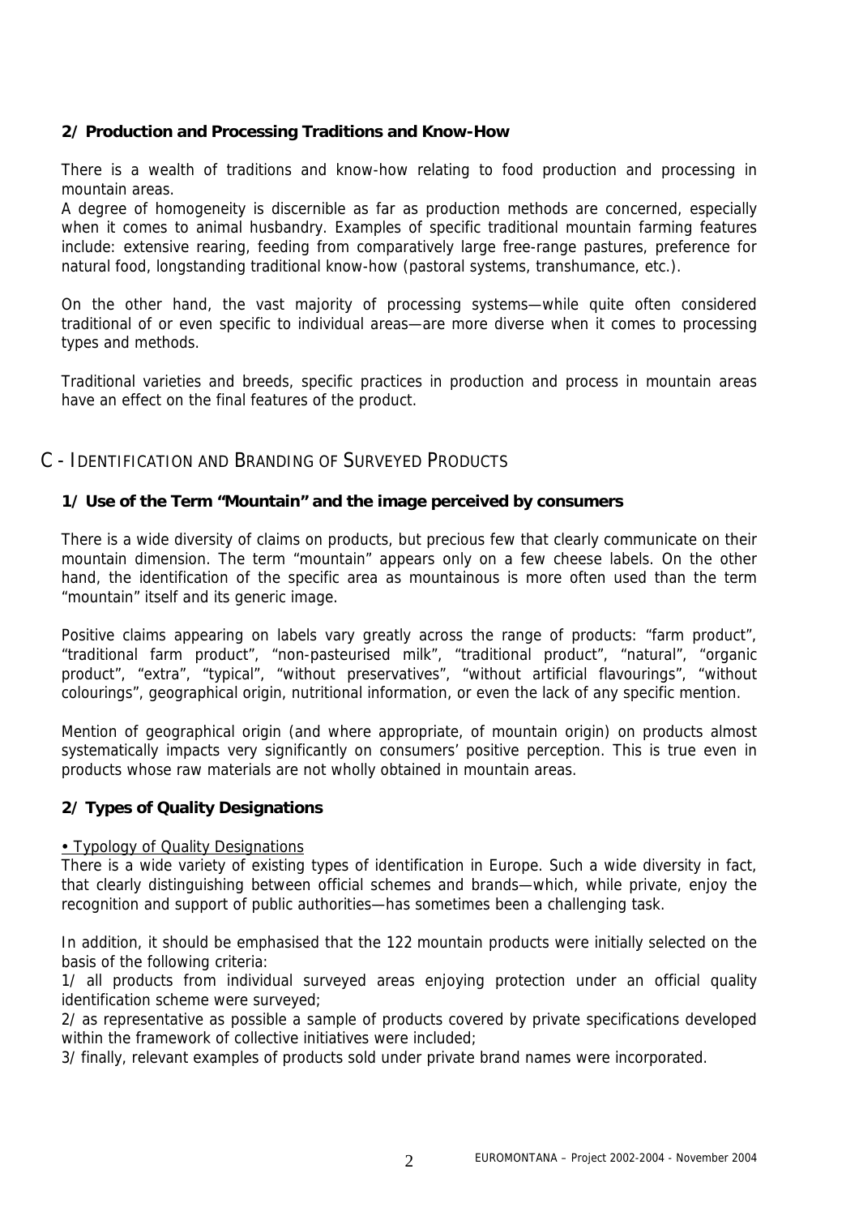### 2/ Production and Processing Traditions and Know-How

There is a wealth of traditions and know-how relating to food production and processing in mountain areas.

A degree of homogeneity is discernible as far as production methods are concerned, especially when it comes to animal husbandry. Examples of specific traditional mountain farming features include: extensive rearing, feeding from comparatively large free-range pastures, preference for natural food, longstanding traditional know-how (pastoral systems, transhumance, etc.).

On the other hand, the vast majority of processing systems—while quite often considered traditional of or even specific to individual areas—are more diverse when it comes to processing types and methods.

Traditional varieties and breeds, specific practices in production and process in mountain areas have an effect on the final features of the product.

## C - Identification and Branding of Surveyed Products

### 1/ Use of the Term "Mountain" and the image perceived by consumers

There is a wide diversity of claims on products, but precious few that clearly communicate on their mountain dimension. The term "mountain" appears only on a few cheese labels. On the other hand, the identification of the specific area as mountainous is more often used than the term "mountain" itself and its generic image.

Positive claims appearing on labels vary greatly across the range of products: "farm product", "traditional farm product", "non-pasteurised milk", "traditional product", "natural", "organic product", "extra", "typical", "without preservatives", "without artificial flavourings", "without colourings", geographical origin, nutritional information, or even the lack of any specific mention.

Mention of geographical origin (and where appropriate, of mountain origin) on products almost systematically impacts very significantly on consumers' positive perception. This is true even in products whose raw materials are not wholly obtained in mountain areas.

### 2/ Types of Quality Designations

• <u>Typology of Quality Designations</u>

There is a wide variety of existing types of identification in Europe. Such a wide diversity in fact, that clearly distinguishing between official schemes and brands—which, while private, enjoy the recognition and support of public authorities—has sometimes been a challenging task.

In addition, it should be emphasised that the 122 mountain products were initially selected on the basis of the following criteria:

1/ all products from individual surveyed areas enjoying protection under an official quality identification scheme were surveyed;

2/ as representative as possible a sample of products covered by private specifications developed within the framework of collective initiatives were included;

3/ finally, relevant examples of products sold under private brand names were incorporated.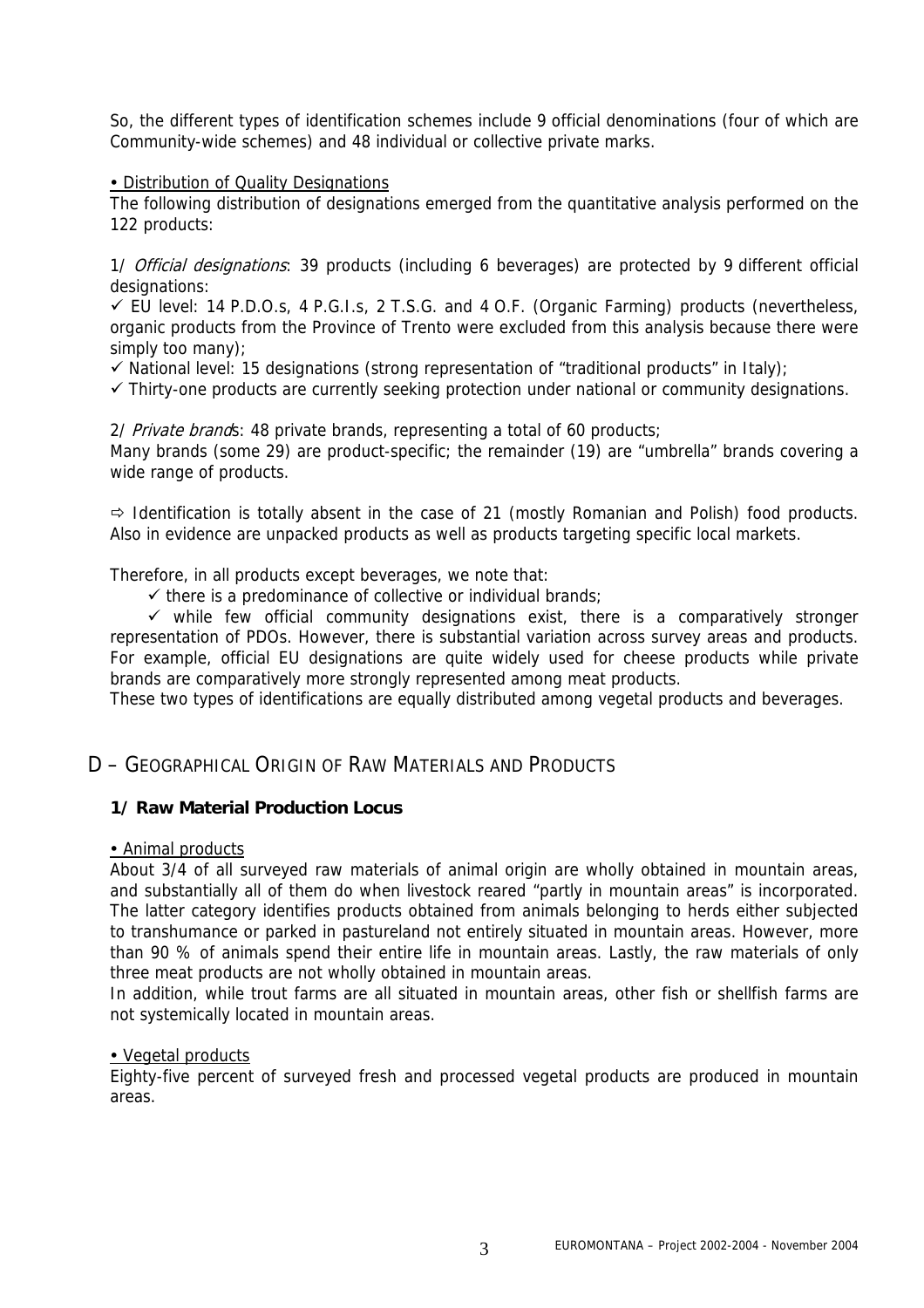So, the different types of identification schemes include 9 official denominations (four of which are Community-wide schemes) and 48 individual or collective private marks.

• <u>Distribution of Quality Designations</u>

The following distribution of designations emerged from the quantitative analysis performed on the 122 products:

1/ *Official designations*: 39 products (including 6 beverages) are protected by 9 different official designations:

✓ EU level: 14 P.D.O.s, 4 P.G.I.s, 2 T.S.G. and 4 O.F. (Organic Farming) products (nevertheless, organic products from the Province of Trento were excluded from this analysis because there were simply too many);

✓ National level: 15 designations (strong representation of "traditional products" in Italy);

✓ Thirty-one products are currently seeking protection under national or community designations.

2/ *Private brands*: 48 private brands, representing a total of 60 products;

Many brands (some 29) are product-specific; the remainder (19) are "umbrella" brands covering a wide range of products.

⇨ Identification is totally absent in the case of 21 (mostly Romanian and Polish) food products. Also in evidence are unpacked products as well as products targeting specific local markets.

Therefore, in all products except beverages, we note that:

✓ there is a predominance of collective or individual brands;

✓ while few official community designations exist, there is a comparatively stronger representation of PDOs. However, there is substantial variation across survey areas and products. For example, official EU designations are quite widely used for cheese products while private brands are comparatively more strongly represented among meat products.

These two types of identifications are equally distributed among vegetal products and beverages.

## D – GEOGRAPHICAL ORIGIN OF RAW MATERIALS AND PRODUCTS

### 1/ Raw Material Production Locus

• <u>Animal products</u>

About 3/4 of all surveyed raw materials of animal origin are wholly obtained in mountain areas, and substantially all of them do when livestock reared "partly in mountain areas" is incorporated. The latter category identifies products obtained from animals belonging to herds either subjected to transhumance or parked in pastureland not entirely situated in mountain areas. However, more than 90 % of animals spend their entire life in mountain areas. Lastly, the raw materials of only three meat products are not wholly obtained in mountain areas.

In addition, while trout farms are all situated in mountain areas, other fish or shellfish farms are not systemically located in mountain areas.

• <u>Vegetal products</u>

Eighty-five percent of surveyed fresh and processed vegetal products are produced in mountain areas.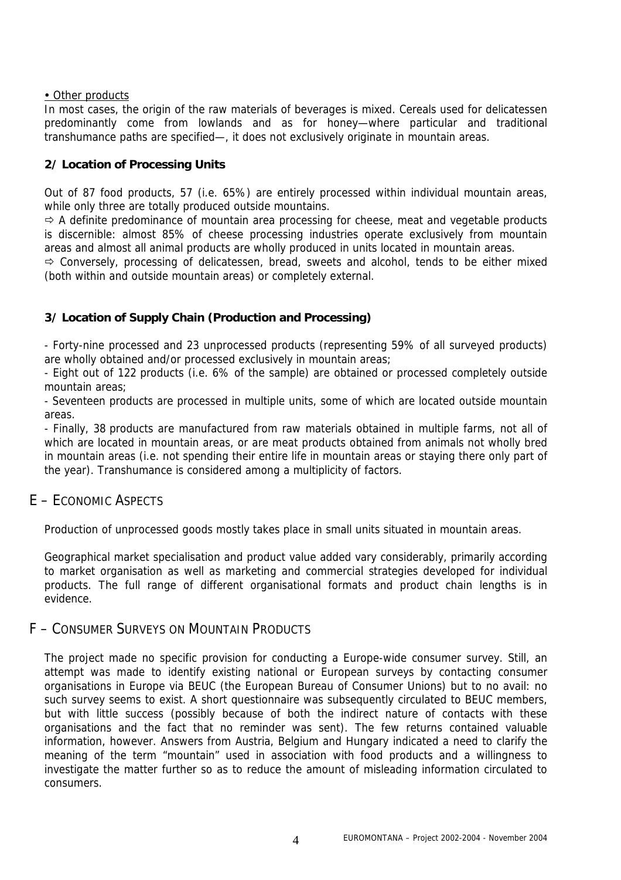• Other products

In most cases, the origin of the raw materials of beverages is mixed. Cereals used for delicatessen predominantly come from lowlands and as for honey—where particular and traditional transhumance paths are specified—, it does not exclusively originate in mountain areas.

**2/ Location of Processing Units**

Out of 87 food products, 57 (i.e. 65%) are entirely processed within individual mountain areas, while only three are totally produced outside mountains.

⇨ A definite predominance of mountain area processing for cheese, meat and vegetable products is discernible: almost 85% of cheese processing industries operate exclusively from mountain areas and almost all animal products are wholly produced in units located in mountain areas.

⇨ Conversely, processing of delicatessen, bread, sweets and alcohol, tends to be either mixed (both within and outside mountain areas) or completely external.

**3/ Location of Supply Chain (Production and Processing)**

- Forty-nine processed and 23 unprocessed products (representing 59% of all surveyed products) are wholly obtained and/or processed exclusively in mountain areas;
- Eight out of 122 products (i.e. 6% of the sample) are obtained or processed completely outside mountain areas;
- Seventeen products are processed in multiple units, some of which are located outside mountain areas.
- Finally, 38 products are manufactured from raw materials obtained in multiple farms, not all of which are located in mountain areas, or are meat products obtained from animals not wholly bred in mountain areas (i.e. not spending their entire life in mountain areas or staying there only part of the year). Transhumance is considered among a multiplicity of factors.

## E – ECONOMIC ASPECTS

Production of unprocessed goods mostly takes place in small units situated in mountain areas.

Geographical market specialisation and product value added vary considerably, primarily according to market organisation as well as marketing and commercial strategies developed for individual products. The full range of different organisational formats and product chain lengths is in evidence.

## F – CONSUMER SURVEYS ON MOUNTAIN PRODUCTS

The project made no specific provision for conducting a Europe-wide consumer survey. Still, an attempt was made to identify existing national or European surveys by contacting consumer organisations in Europe via BEUC (the European Bureau of Consumer Unions) but to no avail: no such survey seems to exist. A short questionnaire was subsequently circulated to BEUC members, but with little success (possibly because of both the indirect nature of contacts with these organisations and the fact that no reminder was sent). The few returns contained valuable information, however. Answers from Austria, Belgium and Hungary indicated a need to clarify the meaning of the term "mountain" used in association with food products and a willingness to investigate the matter further so as to reduce the amount of misleading information circulated to consumers.